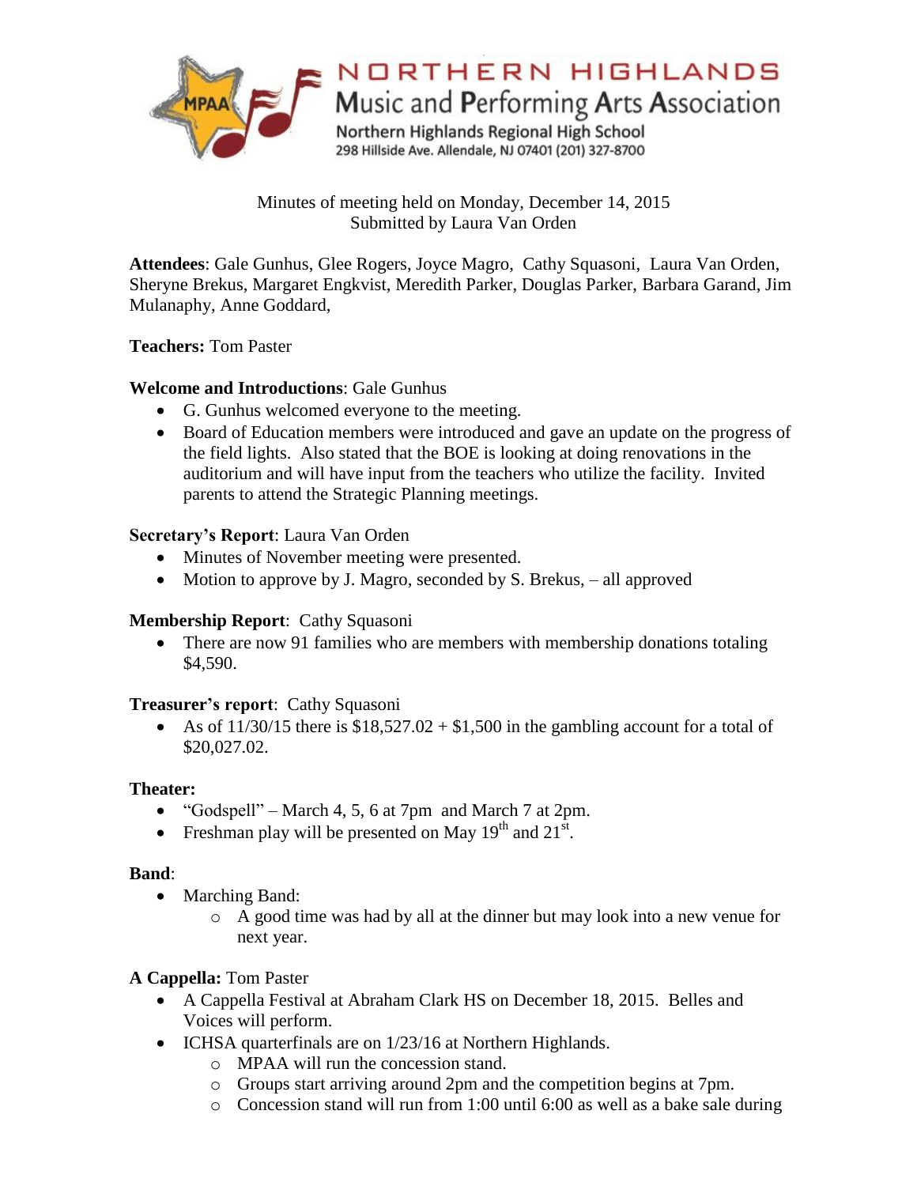# NORTHERN HIGHLANDS
## Music and Performing Arts Association

Northern Highlands Regional High School
298 Hillside Ave. Allendale, NJ 07401 (201) 327-8700

Minutes of meeting held on Monday, December 14, 2015
Submitted by Laura Van Orden

**Attendees**: Gale Gunhus, Glee Rogers, Joyce Magro, Cathy Squasoni, Laura Van Orden, Sheryne Brekus, Margaret Engkvist, Meredith Parker, Douglas Parker, Barbara Garand, Jim Mulanaphy, Anne Goddard,

**Teachers:** Tom Paster

**Welcome and Introductions**: Gale Gunhus

- G. Gunhus welcomed everyone to the meeting.
- Board of Education members were introduced and gave an update on the progress of the field lights. Also stated that the BOE is looking at doing renovations in the auditorium and will have input from the teachers who utilize the facility. Invited parents to attend the Strategic Planning meetings.

**Secretary's Report**: Laura Van Orden

- Minutes of November meeting were presented.
- Motion to approve by J. Magro, seconded by S. Brekus, – all approved

**Membership Report**: Cathy Squasoni

- There are now 91 families who are members with membership donations totaling $4,590.

**Treasurer's report**: Cathy Squasoni

- As of 11/30/15 there is $18,527.02 + $1,500 in the gambling account for a total of $20,027.02.

**Theater:**

- "Godspell" – March 4, 5, 6 at 7pm and March 7 at 2pm.
- Freshman play will be presented on May 19th and 21st.

**Band**:

- Marching Band:
  - A good time was had by all at the dinner but may look into a new venue for next year.

**A Cappella:** Tom Paster

- A Cappella Festival at Abraham Clark HS on December 18, 2015. Belles and Voices will perform.
- ICHSA quarterfinals are on 1/23/16 at Northern Highlands.
  - MPAA will run the concession stand.
  - Groups start arriving around 2pm and the competition begins at 7pm.
  - Concession stand will run from 1:00 until 6:00 as well as a bake sale during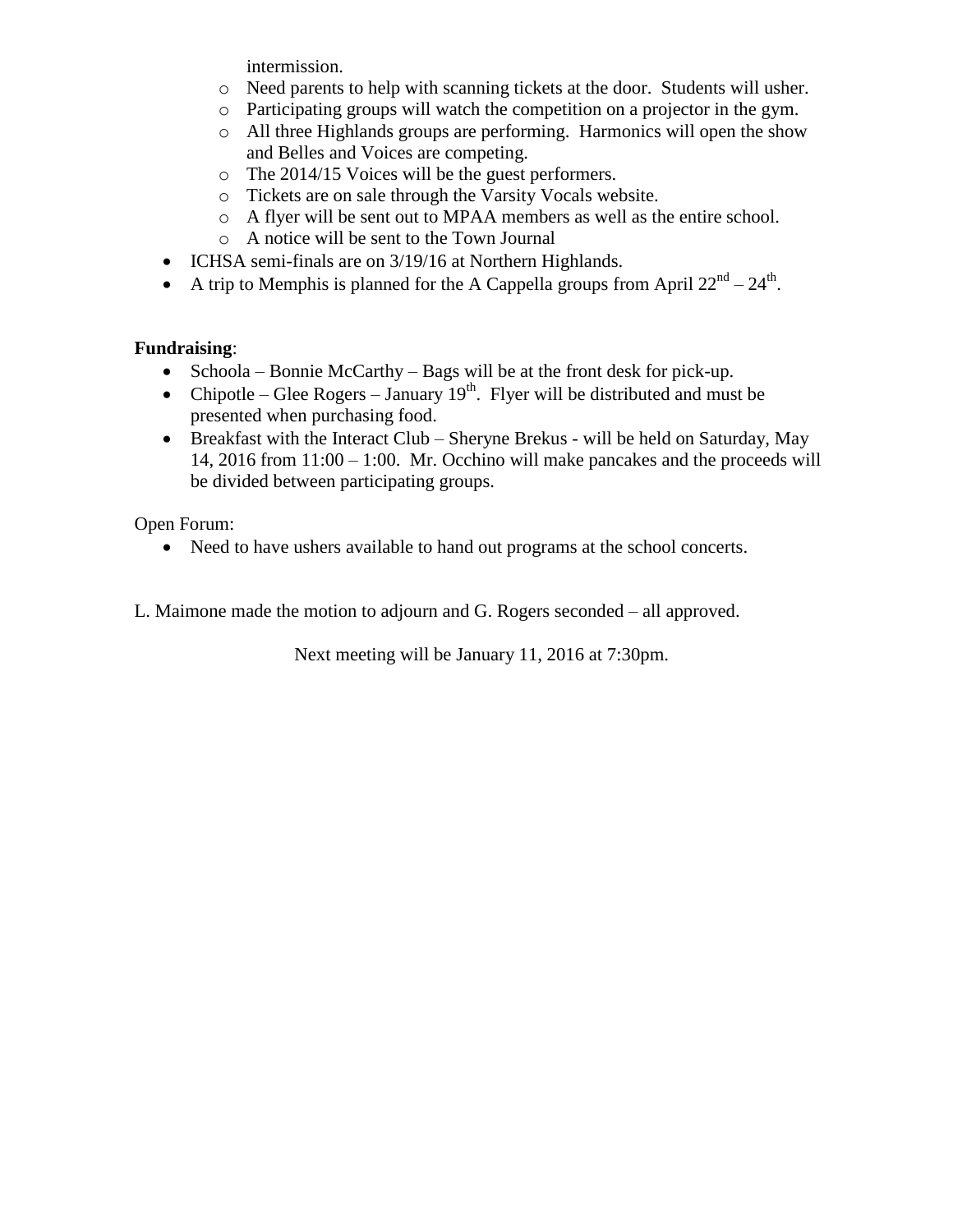intermission.
  - Need parents to help with scanning tickets at the door. Students will usher.
  - Participating groups will watch the competition on a projector in the gym.
  - All three Highlands groups are performing. Harmonics will open the show and Belles and Voices are competing.
  - The 2014/15 Voices will be the guest performers.
  - Tickets are on sale through the Varsity Vocals website.
  - A flyer will be sent out to MPAA members as well as the entire school.
  - A notice will be sent to the Town Journal
- ICHSA semi-finals are on 3/19/16 at Northern Highlands.
- A trip to Memphis is planned for the A Cappella groups from April 22nd – 24th.

**Fundraising**:

- Schoola – Bonnie McCarthy – Bags will be at the front desk for pick-up.
- Chipotle – Glee Rogers – January 19th. Flyer will be distributed and must be presented when purchasing food.
- Breakfast with the Interact Club – Sheryne Brekus - will be held on Saturday, May 14, 2016 from 11:00 – 1:00. Mr. Occhino will make pancakes and the proceeds will be divided between participating groups.

Open Forum:

- Need to have ushers available to hand out programs at the school concerts.

L. Maimone made the motion to adjourn and G. Rogers seconded – all approved.

Next meeting will be January 11, 2016 at 7:30pm.